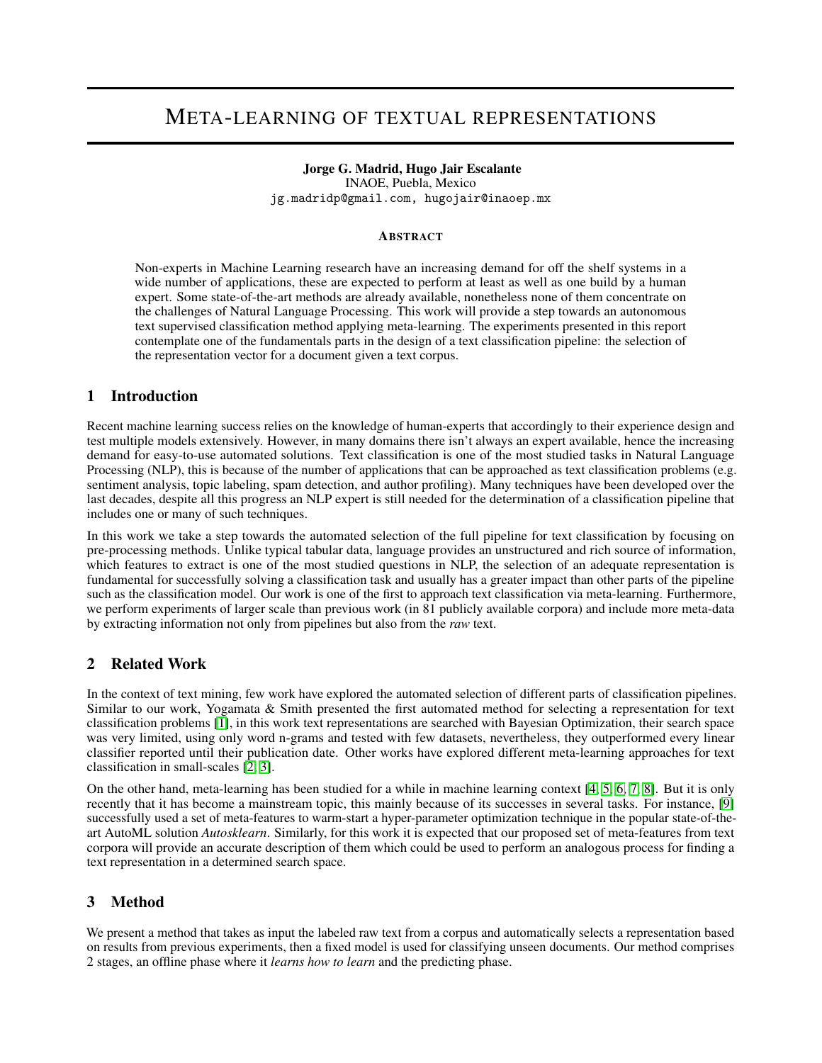# META-LEARNING OF TEXTUAL REPRESENTATIONS

**Jorge G. Madrid, Hugo Jair Escalante**
INAOE, Puebla, Mexico
jg.madridp@gmail.com, hugojair@inaoep.mx

### ABSTRACT

Non-experts in Machine Learning research have an increasing demand for off the shelf systems in a wide number of applications, these are expected to perform at least as well as one build by a human expert. Some state-of-the-art methods are already available, nonetheless none of them concentrate on the challenges of Natural Language Processing. This work will provide a step towards an autonomous text supervised classification method applying meta-learning. The experiments presented in this report contemplate one of the fundamentals parts in the design of a text classification pipeline: the selection of the representation vector for a document given a text corpus.

## 1 Introduction

Recent machine learning success relies on the knowledge of human-experts that accordingly to their experience design and test multiple models extensively. However, in many domains there isn't always an expert available, hence the increasing demand for easy-to-use automated solutions. Text classification is one of the most studied tasks in Natural Language Processing (NLP), this is because of the number of applications that can be approached as text classification problems (e.g. sentiment analysis, topic labeling, spam detection, and author profiling). Many techniques have been developed over the last decades, despite all this progress an NLP expert is still needed for the determination of a classification pipeline that includes one or many of such techniques.

In this work we take a step towards the automated selection of the full pipeline for text classification by focusing on pre-processing methods. Unlike typical tabular data, language provides an unstructured and rich source of information, which features to extract is one of the most studied questions in NLP, the selection of an adequate representation is fundamental for successfully solving a classification task and usually has a greater impact than other parts of the pipeline such as the classification model. Our work is one of the first to approach text classification via meta-learning. Furthermore, we perform experiments of larger scale than previous work (in 81 publicly available corpora) and include more meta-data by extracting information not only from pipelines but also from the *raw* text.

## 2 Related Work

In the context of text mining, few work have explored the automated selection of different parts of classification pipelines. Similar to our work, Yogamata & Smith presented the first automated method for selecting a representation for text classification problems [1], in this work text representations are searched with Bayesian Optimization, their search space was very limited, using only word n-grams and tested with few datasets, nevertheless, they outperformed every linear classifier reported until their publication date. Other works have explored different meta-learning approaches for text classification in small-scales [2, 3].

On the other hand, meta-learning has been studied for a while in machine learning context [4, 5, 6, 7, 8]. But it is only recently that it has become a mainstream topic, this mainly because of its successes in several tasks. For instance, [9] successfully used a set of meta-features to warm-start a hyper-parameter optimization technique in the popular state-of-the-art AutoML solution *Autosklearn*. Similarly, for this work it is expected that our proposed set of meta-features from text corpora will provide an accurate description of them which could be used to perform an analogous process for finding a text representation in a determined search space.

## 3 Method

We present a method that takes as input the labeled raw text from a corpus and automatically selects a representation based on results from previous experiments, then a fixed model is used for classifying unseen documents. Our method comprises 2 stages, an offline phase where it *learns how to learn* and the predicting phase.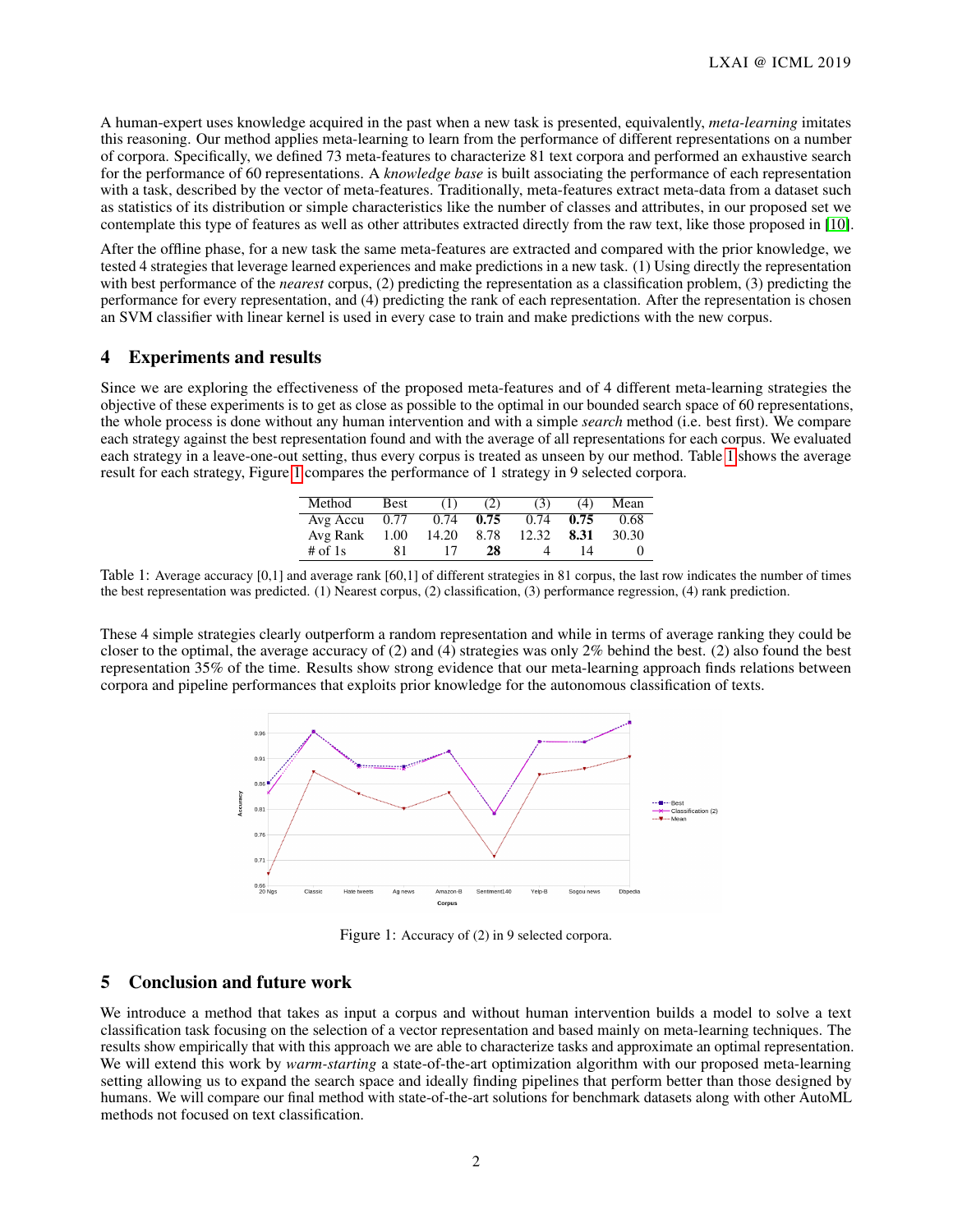A human-expert uses knowledge acquired in the past when a new task is presented, equivalently, *meta-learning* imitates this reasoning. Our method applies meta-learning to learn from the performance of different representations on a number of corpora. Specifically, we defined 73 meta-features to characterize 81 text corpora and performed an exhaustive search for the performance of 60 representations. A *knowledge base* is built associating the performance of each representation with a task, described by the vector of meta-features. Traditionally, meta-features extract meta-data from a dataset such as statistics of its distribution or simple characteristics like the number of classes and attributes, in our proposed set we contemplate this type of features as well as other attributes extracted directly from the raw text, like those proposed in [10].

After the offline phase, for a new task the same meta-features are extracted and compared with the prior knowledge, we tested 4 strategies that leverage learned experiences and make predictions in a new task. (1) Using directly the representation with best performance of the *nearest* corpus, (2) predicting the representation as a classification problem, (3) predicting the performance for every representation, and (4) predicting the rank of each representation. After the representation is chosen an SVM classifier with linear kernel is used in every case to train and make predictions with the new corpus.

## 4 Experiments and results

Since we are exploring the effectiveness of the proposed meta-features and of 4 different meta-learning strategies the objective of these experiments is to get as close as possible to the optimal in our bounded search space of 60 representations, the whole process is done without any human intervention and with a simple *search* method (i.e. best first). We compare each strategy against the best representation found and with the average of all representations for each corpus. We evaluated each strategy in a leave-one-out setting, thus every corpus is treated as unseen by our method. Table 1 shows the average result for each strategy, Figure 1 compares the performance of 1 strategy in 9 selected corpora.

| Method | Best | (1) | (2) | (3) | (4) | Mean |
|---|---|---|---|---|---|---|
| Avg Accu | 0.77 | 0.74 | **0.75** | 0.74 | **0.75** | 0.68 |
| Avg Rank | 1.00 | 14.20 | 8.78 | 12.32 | **8.31** | 30.30 |
| # of 1s | 81 | 17 | **28** | 4 | 14 | 0 |

Table 1: Average accuracy [0,1] and average rank [60,1] of different strategies in 81 corpus, the last row indicates the number of times the best representation was predicted. (1) Nearest corpus, (2) classification, (3) performance regression, (4) rank prediction.

These 4 simple strategies clearly outperform a random representation and while in terms of average ranking they could be closer to the optimal, the average accuracy of (2) and (4) strategies was only 2% behind the best. (2) also found the best representation 35% of the time. Results show strong evidence that our meta-learning approach finds relations between corpora and pipeline performances that exploits prior knowledge for the autonomous classification of texts.

Figure 1: Accuracy of (2) in 9 selected corpora.

## 5 Conclusion and future work

We introduce a method that takes as input a corpus and without human intervention builds a model to solve a text classification task focusing on the selection of a vector representation and based mainly on meta-learning techniques. The results show empirically that with this approach we are able to characterize tasks and approximate an optimal representation. We will extend this work by *warm-starting* a state-of-the-art optimization algorithm with our proposed meta-learning setting allowing us to expand the search space and ideally finding pipelines that perform better than those designed by humans. We will compare our final method with state-of-the-art solutions for benchmark datasets along with other AutoML methods not focused on text classification.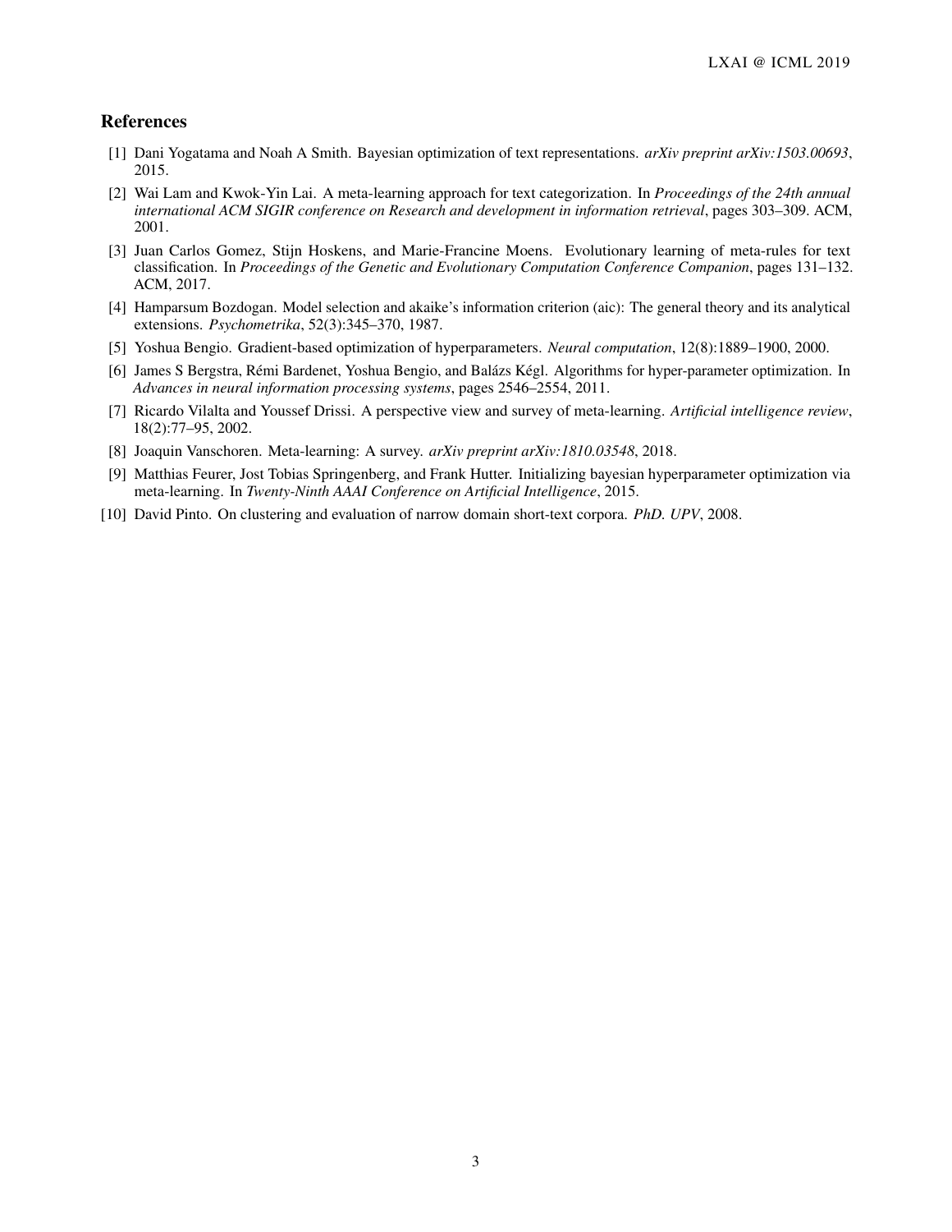## References

[1] Dani Yogatama and Noah A Smith. Bayesian optimization of text representations. *arXiv preprint arXiv:1503.00693*, 2015.

[2] Wai Lam and Kwok-Yin Lai. A meta-learning approach for text categorization. In *Proceedings of the 24th annual international ACM SIGIR conference on Research and development in information retrieval*, pages 303–309. ACM, 2001.

[3] Juan Carlos Gomez, Stijn Hoskens, and Marie-Francine Moens. Evolutionary learning of meta-rules for text classification. In *Proceedings of the Genetic and Evolutionary Computation Conference Companion*, pages 131–132. ACM, 2017.

[4] Hamparsum Bozdogan. Model selection and akaike's information criterion (aic): The general theory and its analytical extensions. *Psychometrika*, 52(3):345–370, 1987.

[5] Yoshua Bengio. Gradient-based optimization of hyperparameters. *Neural computation*, 12(8):1889–1900, 2000.

[6] James S Bergstra, Rémi Bardenet, Yoshua Bengio, and Balázs Kégl. Algorithms for hyper-parameter optimization. In *Advances in neural information processing systems*, pages 2546–2554, 2011.

[7] Ricardo Vilalta and Youssef Drissi. A perspective view and survey of meta-learning. *Artificial intelligence review*, 18(2):77–95, 2002.

[8] Joaquin Vanschoren. Meta-learning: A survey. *arXiv preprint arXiv:1810.03548*, 2018.

[9] Matthias Feurer, Jost Tobias Springenberg, and Frank Hutter. Initializing bayesian hyperparameter optimization via meta-learning. In *Twenty-Ninth AAAI Conference on Artificial Intelligence*, 2015.

[10] David Pinto. On clustering and evaluation of narrow domain short-text corpora. *PhD. UPV*, 2008.